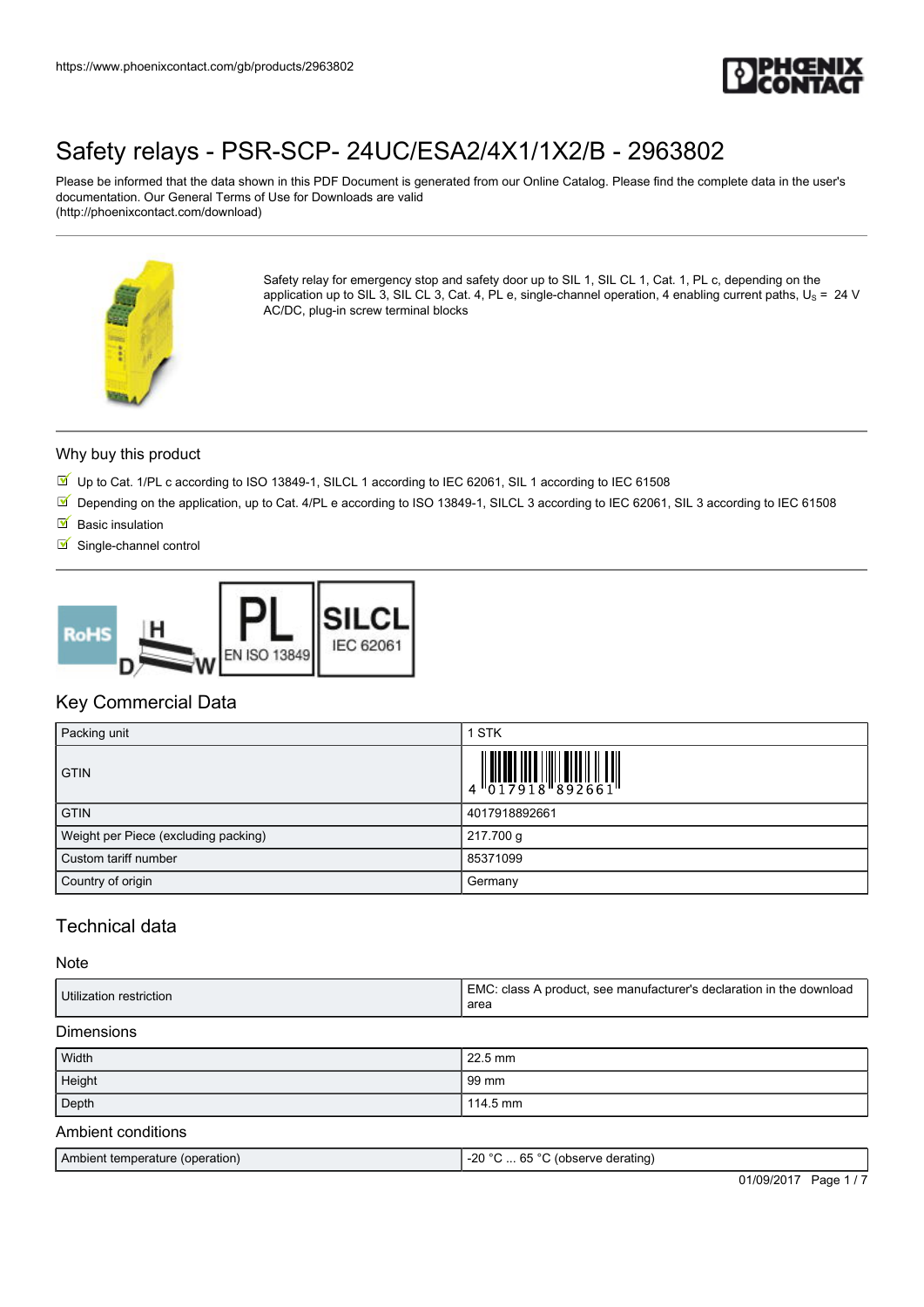# Safety relays - PSR-SCP- 24UC/ESA2/4X1/1X2/B - 2963802

Please be informed that the data shown in this PDF Document is generated from our Online Catalog. Please find the complete data in the user's documentation. Our General Terms of Use for Downloads are valid (http://phoenixcontact.com/download)

Safety relay for emergency stop and safety door up to SIL 1, SIL CL 1, Cat. 1, PL c, depending on the application up to SIL 3, SIL CL 3, Cat. 4, PL e, single-channel operation, 4 enabling current paths, $U_S$ = 24 V AC/DC, plug-in screw terminal blocks

## Why buy this product

- Up to Cat. 1/PL c according to ISO 13849-1, SILCL 1 according to IEC 62061, SIL 1 according to IEC 61508
- Depending on the application, up to Cat. 4/PL e according to ISO 13849-1, SILCL 3 according to IEC 62061, SIL 3 according to IEC 61508
- Basic insulation
- Single-channel control

## Key Commercial Data

| | |
|---|---|
| Packing unit | 1 STK |
| GTIN | 4 017918 892661 |
| GTIN | 4017918892661 |
| Weight per Piece (excluding packing) | 217.700 g |
| Custom tariff number | 85371099 |
| Country of origin | Germany |

## Technical data

### Note

| | |
|---|---|
| Utilization restriction | EMC: class A product, see manufacturer's declaration in the download area |

### Dimensions

| | |
|---|---|
| Width | 22.5 mm |
| Height | 99 mm |
| Depth | 114.5 mm |

### Ambient conditions

| | |
|---|---|
| Ambient temperature (operation) | -20 °C ... 65 °C (observe derating) |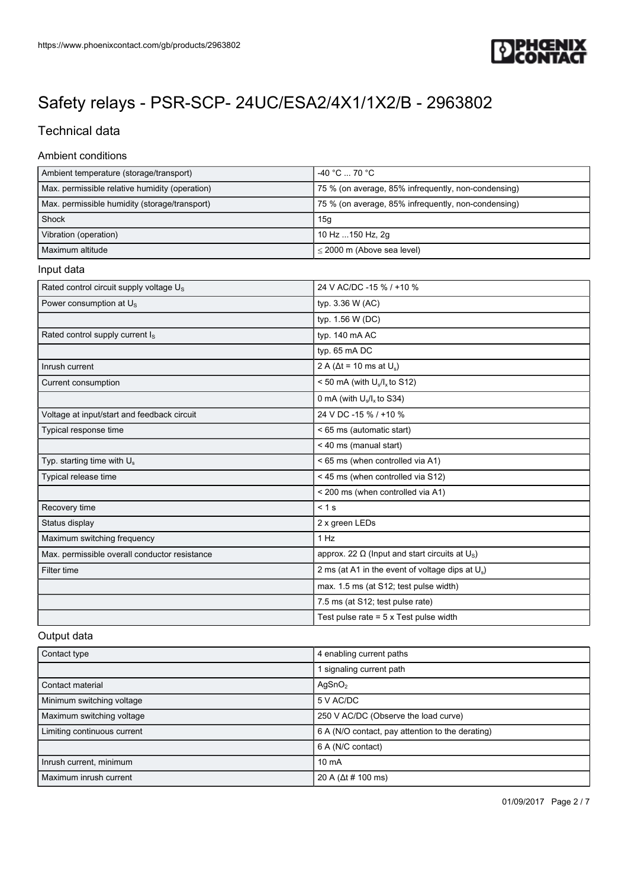# Safety relays - PSR-SCP- 24UC/ESA2/4X1/1X2/B - 2963802

## Technical data

### Ambient conditions

| | |
|---|---|
| Ambient temperature (storage/transport) | -40 °C ... 70 °C |
| Max. permissible relative humidity (operation) | 75 % (on average, 85% infrequently, non-condensing) |
| Max. permissible humidity (storage/transport) | 75 % (on average, 85% infrequently, non-condensing) |
| Shock | 15g |
| Vibration (operation) | 10 Hz ...150 Hz, 2g |
| Maximum altitude | ≤ 2000 m (Above sea level) |

### Input data

| | |
|---|---|
| Rated control circuit supply voltage $U_S$ | 24 V AC/DC -15 % / +10 % |
| Power consumption at $U_S$ | typ. 3.36 W (AC) |
| | typ. 1.56 W (DC) |
| Rated control supply current $I_S$ | typ. 140 mA AC |
| | typ. 65 mA DC |
| Inrush current | 2 A (Δt = 10 ms at $U_s$) |
| Current consumption | < 50 mA (with $U_s$/$I_x$ to S12) |
| | 0 mA (with $U_s$/$I_x$ to S34) |
| Voltage at input/start and feedback circuit | 24 V DC -15 % / +10 % |
| Typical response time | < 65 ms (automatic start) |
| | < 40 ms (manual start) |
| Typ. starting time with $U_s$ | < 65 ms (when controlled via A1) |
| Typical release time | < 45 ms (when controlled via S12) |
| | < 200 ms (when controlled via A1) |
| Recovery time | < 1 s |
| Status display | 2 x green LEDs |
| Maximum switching frequency | 1 Hz |
| Max. permissible overall conductor resistance | approx. 22 Ω (Input and start circuits at $U_S$) |
| Filter time | 2 ms (at A1 in the event of voltage dips at $U_s$) |
| | max. 1.5 ms (at S12; test pulse width) |
| | 7.5 ms (at S12; test pulse rate) |
| | Test pulse rate = 5 x Test pulse width |

### Output data

| | |
|---|---|
| Contact type | 4 enabling current paths |
| | 1 signaling current path |
| Contact material | $AgSnO_2$ |
| Minimum switching voltage | 5 V AC/DC |
| Maximum switching voltage | 250 V AC/DC (Observe the load curve) |
| Limiting continuous current | 6 A (N/O contact, pay attention to the derating) |
| | 6 A (N/C contact) |
| Inrush current, minimum | 10 mA |
| Maximum inrush current | 20 A (Δt # 100 ms) |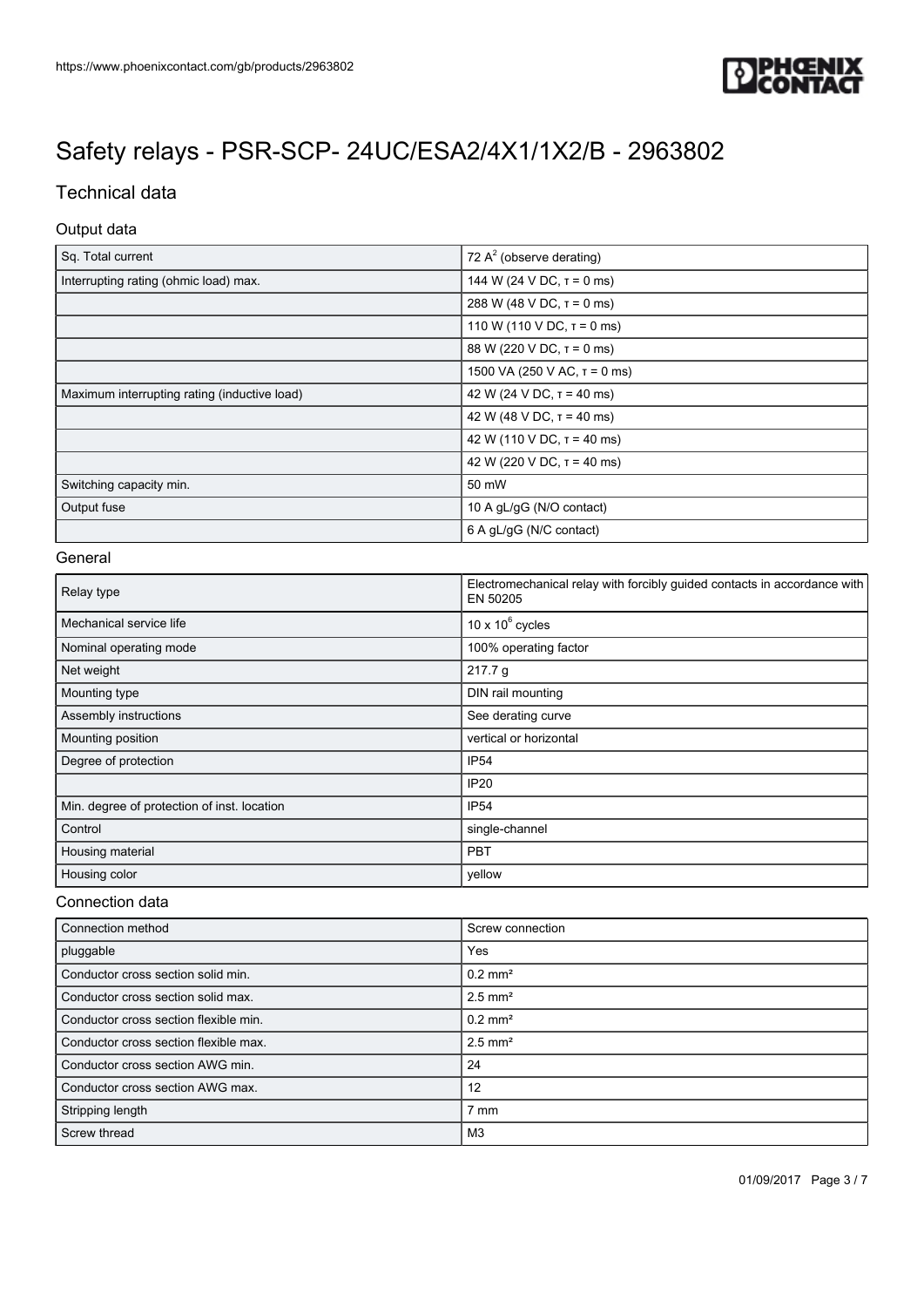# Safety relays - PSR-SCP- 24UC/ESA2/4X1/1X2/B - 2963802

## Technical data

### Output data

| | |
|---|---|
| Sq. Total current | 72 $A^2$ (observe derating) |
| Interrupting rating (ohmic load) max. | 144 W (24 V DC, τ = 0 ms) |
| | 288 W (48 V DC, τ = 0 ms) |
| | 110 W (110 V DC, τ = 0 ms) |
| | 88 W (220 V DC, τ = 0 ms) |
| | 1500 VA (250 V AC, τ = 0 ms) |
| Maximum interrupting rating (inductive load) | 42 W (24 V DC, τ = 40 ms) |
| | 42 W (48 V DC, τ = 40 ms) |
| | 42 W (110 V DC, τ = 40 ms) |
| | 42 W (220 V DC, τ = 40 ms) |
| Switching capacity min. | 50 mW |
| Output fuse | 10 A gL/gG (N/O contact) |
| | 6 A gL/gG (N/C contact) |

### General

| | |
|---|---|
| Relay type | Electromechanical relay with forcibly guided contacts in accordance with EN 50205 |
| Mechanical service life | 10 x $10^6$ cycles |
| Nominal operating mode | 100% operating factor |
| Net weight | 217.7 g |
| Mounting type | DIN rail mounting |
| Assembly instructions | See derating curve |
| Mounting position | vertical or horizontal |
| Degree of protection | IP54 |
| | IP20 |
| Min. degree of protection of inst. location | IP54 |
| Control | single-channel |
| Housing material | PBT |
| Housing color | yellow |

### Connection data

| | |
|---|---|
| Connection method | Screw connection |
| pluggable | Yes |
| Conductor cross section solid min. | 0.2 mm² |
| Conductor cross section solid max. | 2.5 mm² |
| Conductor cross section flexible min. | 0.2 mm² |
| Conductor cross section flexible max. | 2.5 mm² |
| Conductor cross section AWG min. | 24 |
| Conductor cross section AWG max. | 12 |
| Stripping length | 7 mm |
| Screw thread | M3 |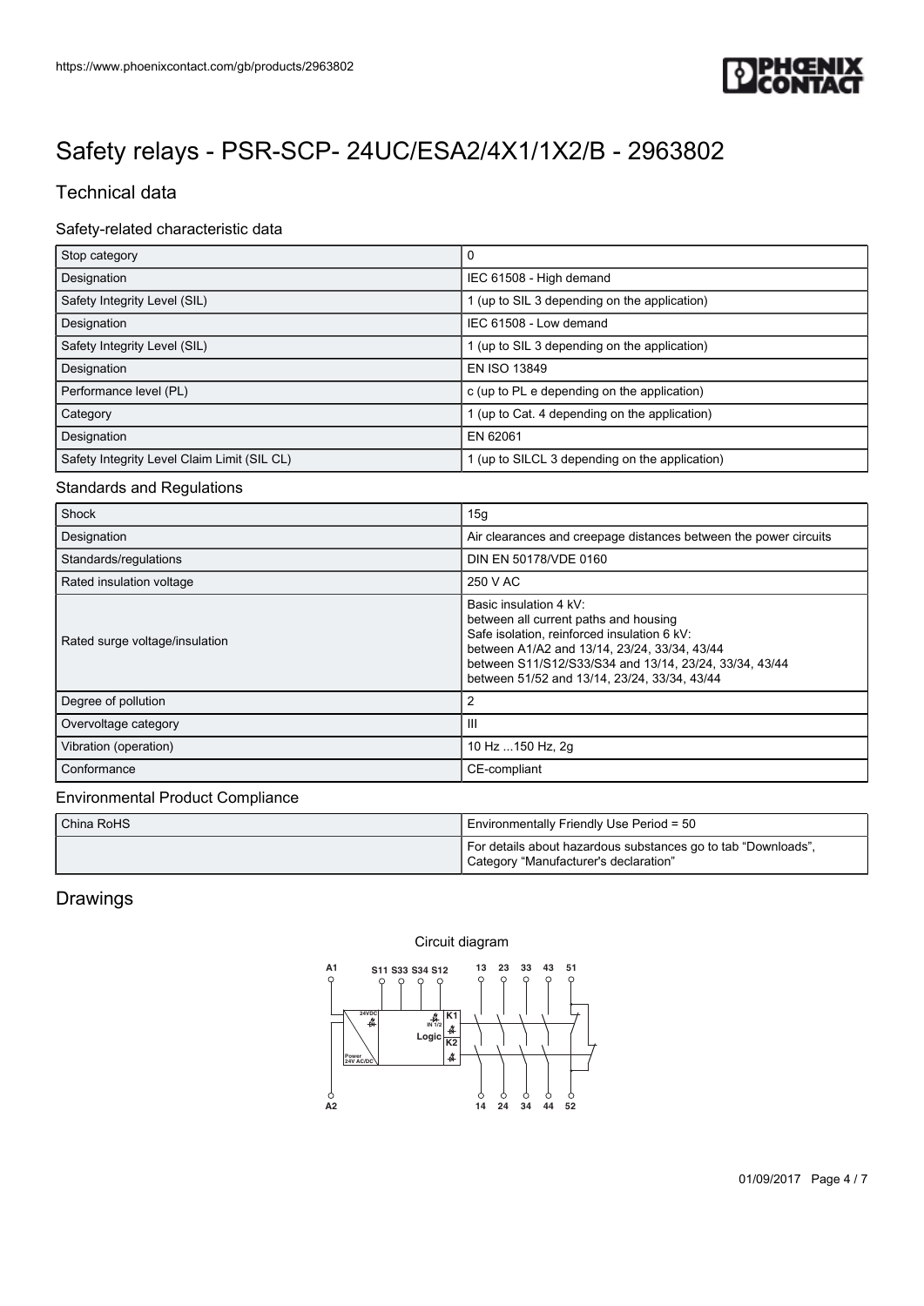# Safety relays - PSR-SCP- 24UC/ESA2/4X1/1X2/B - 2963802

## Technical data

### Safety-related characteristic data

| | |
|---|---|
| Stop category | 0 |
| Designation | IEC 61508 - High demand |
| Safety Integrity Level (SIL) | 1 (up to SIL 3 depending on the application) |
| Designation | IEC 61508 - Low demand |
| Safety Integrity Level (SIL) | 1 (up to SIL 3 depending on the application) |
| Designation | EN ISO 13849 |
| Performance level (PL) | c (up to PL e depending on the application) |
| Category | 1 (up to Cat. 4 depending on the application) |
| Designation | EN 62061 |
| Safety Integrity Level Claim Limit (SIL CL) | 1 (up to SILCL 3 depending on the application) |

### Standards and Regulations

| | |
|---|---|
| Shock | 15g |
| Designation | Air clearances and creepage distances between the power circuits |
| Standards/regulations | DIN EN 50178/VDE 0160 |
| Rated insulation voltage | 250 V AC |
| Rated surge voltage/insulation | Basic insulation 4 kV:<br>between all current paths and housing<br>Safe isolation, reinforced insulation 6 kV:<br>between A1/A2 and 13/14, 23/24, 33/34, 43/44<br>between S11/S12/S33/S34 and 13/14, 23/24, 33/34, 43/44<br>between 51/52 and 13/14, 23/24, 33/34, 43/44 |
| Degree of pollution | 2 |
| Overvoltage category | III |
| Vibration (operation) | 10 Hz ...150 Hz, 2g |
| Conformance | CE-compliant |

### Environmental Product Compliance

| | |
|---|---|
| China RoHS | Environmentally Friendly Use Period = 50 |
| | For details about hazardous substances go to tab “Downloads”, Category “Manufacturer's declaration” |

## Drawings

Circuit diagram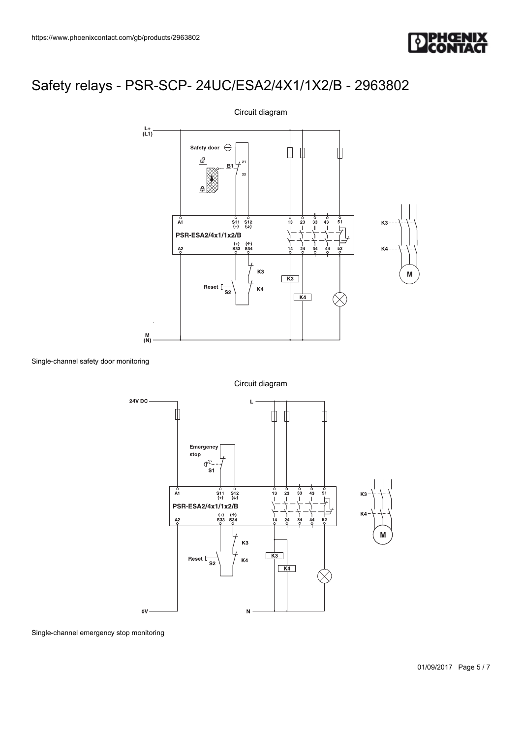# Safety relays - PSR-SCP- 24UC/ESA2/4X1/1X2/B - 2963802

Circuit diagram

Single-channel safety door monitoring

Circuit diagram

Single-channel emergency stop monitoring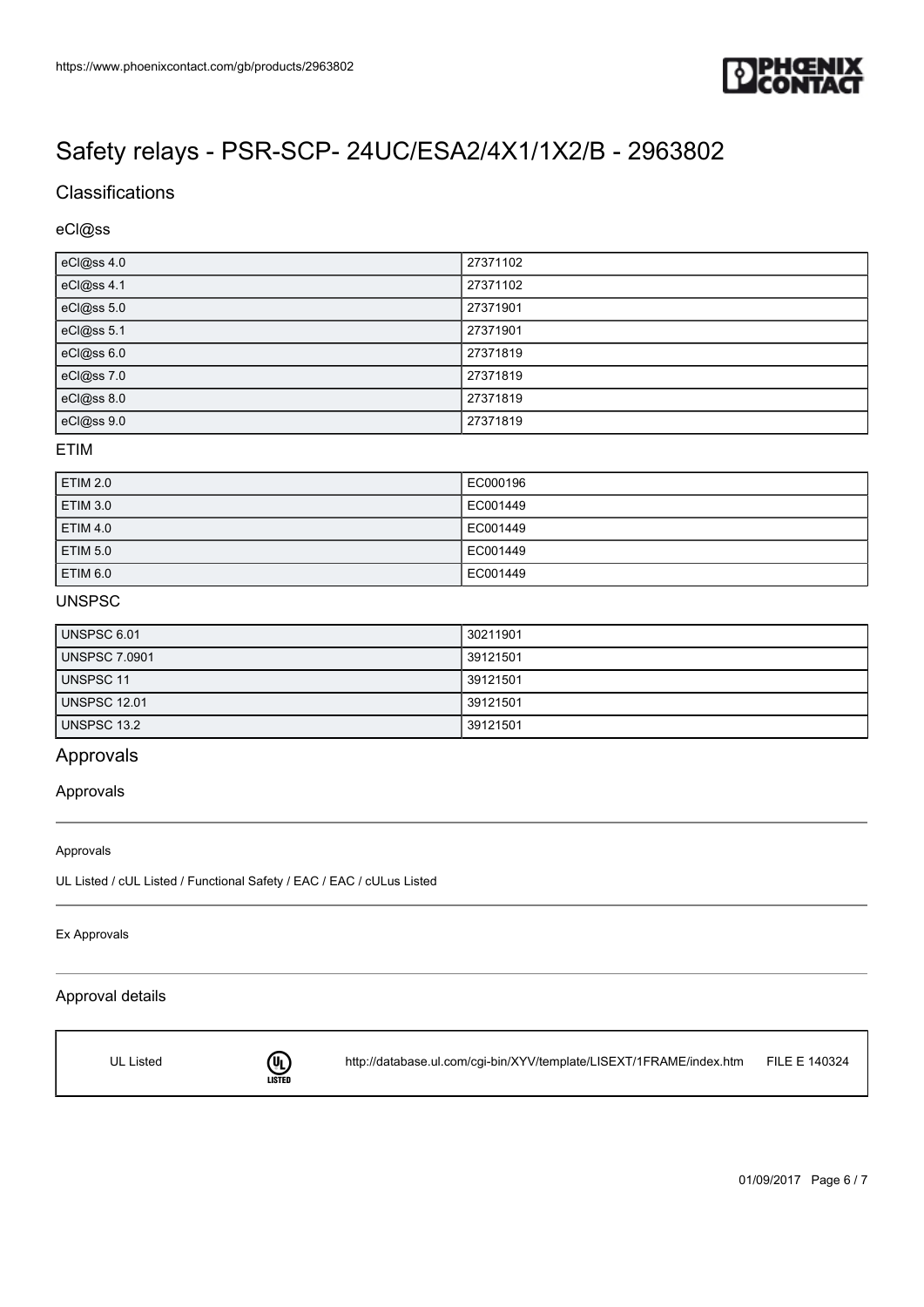# Safety relays - PSR-SCP- 24UC/ESA2/4X1/1X2/B - 2963802

## Classifications

### eCl@ss

| | |
|---|---|
| eCl@ss 4.0 | 27371102 |
| eCl@ss 4.1 | 27371102 |
| eCl@ss 5.0 | 27371901 |
| eCl@ss 5.1 | 27371901 |
| eCl@ss 6.0 | 27371819 |
| eCl@ss 7.0 | 27371819 |
| eCl@ss 8.0 | 27371819 |
| eCl@ss 9.0 | 27371819 |

### ETIM

| | |
|---|---|
| ETIM 2.0 | EC000196 |
| ETIM 3.0 | EC001449 |
| ETIM 4.0 | EC001449 |
| ETIM 5.0 | EC001449 |
| ETIM 6.0 | EC001449 |

### UNSPSC

| | |
|---|---|
| UNSPSC 6.01 | 30211901 |
| UNSPSC 7.0901 | 39121501 |
| UNSPSC 11 | 39121501 |
| UNSPSC 12.01 | 39121501 |
| UNSPSC 13.2 | 39121501 |

## Approvals

### Approvals

Approvals

UL Listed / cUL Listed / Functional Safety / EAC / EAC / cULus Listed

Ex Approvals

### Approval details

| | | | |
|---|---|---|---|
| UL Listed | | http://database.ul.com/cgi-bin/XYV/template/LISEXT/1FRAME/index.htm | FILE E 140324 |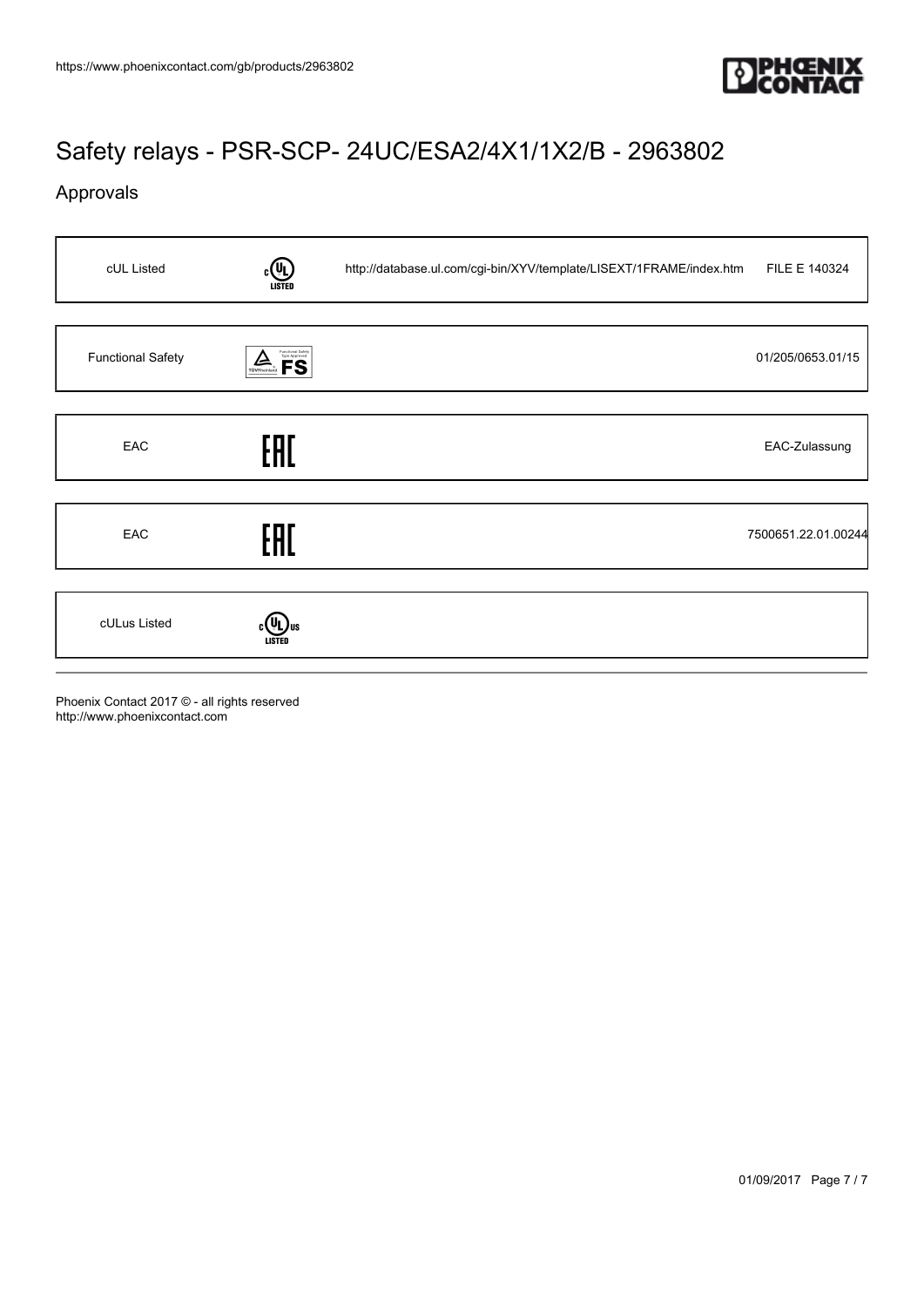# Safety relays - PSR-SCP- 24UC/ESA2/4X1/1X2/B - 2963802

## Approvals

| | | | |
|---|---|---|---|
| cUL Listed | | http://database.ul.com/cgi-bin/XYV/template/LISEXT/1FRAME/index.htm | FILE E 140324 |
| Functional Safety | | | 01/205/0653.01/15 |
| EAC | | | EAC-Zulassung |
| EAC | | | 7500651.22.01.00244 |
| cULus Listed | | | |

Phoenix Contact 2017 © - all rights reserved
http://www.phoenixcontact.com